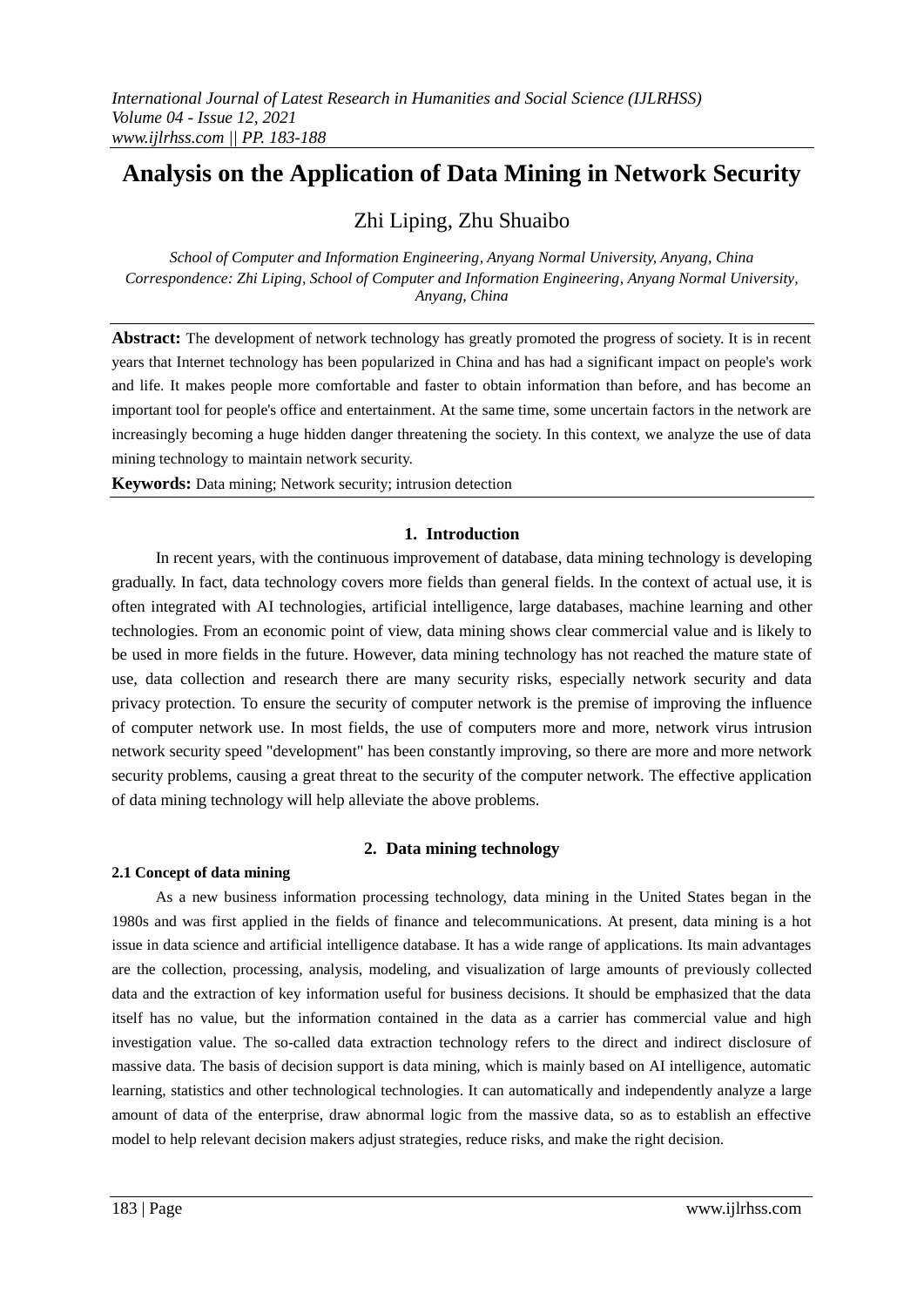# Analysis on the Application of Data Mining in Network Security

Zhi Liping, Zhu Shuaibo

*School of Computer and Information Engineering, Anyang Normal University, Anyang, China*
*Correspondence: Zhi Liping, School of Computer and Information Engineering, Anyang Normal University, Anyang, China*

**Abstract:** The development of network technology has greatly promoted the progress of society. It is in recent years that Internet technology has been popularized in China and has had a significant impact on people's work and life. It makes people more comfortable and faster to obtain information than before, and has become an important tool for people's office and entertainment. At the same time, some uncertain factors in the network are increasingly becoming a huge hidden danger threatening the society. In this context, we analyze the use of data mining technology to maintain network security.

**Keywords:** Data mining; Network security; intrusion detection

## 1. Introduction

In recent years, with the continuous improvement of database, data mining technology is developing gradually. In fact, data technology covers more fields than general fields. In the context of actual use, it is often integrated with AI technologies, artificial intelligence, large databases, machine learning and other technologies. From an economic point of view, data mining shows clear commercial value and is likely to be used in more fields in the future. However, data mining technology has not reached the mature state of use, data collection and research there are many security risks, especially network security and data privacy protection. To ensure the security of computer network is the premise of improving the influence of computer network use. In most fields, the use of computers more and more, network virus intrusion network security speed "development" has been constantly improving, so there are more and more network security problems, causing a great threat to the security of the computer network. The effective application of data mining technology will help alleviate the above problems.

## 2. Data mining technology

### 2.1 Concept of data mining

As a new business information processing technology, data mining in the United States began in the 1980s and was first applied in the fields of finance and telecommunications. At present, data mining is a hot issue in data science and artificial intelligence database. It has a wide range of applications. Its main advantages are the collection, processing, analysis, modeling, and visualization of large amounts of previously collected data and the extraction of key information useful for business decisions. It should be emphasized that the data itself has no value, but the information contained in the data as a carrier has commercial value and high investigation value. The so-called data extraction technology refers to the direct and indirect disclosure of massive data. The basis of decision support is data mining, which is mainly based on AI intelligence, automatic learning, statistics and other technological technologies. It can automatically and independently analyze a large amount of data of the enterprise, draw abnormal logic from the massive data, so as to establish an effective model to help relevant decision makers adjust strategies, reduce risks, and make the right decision.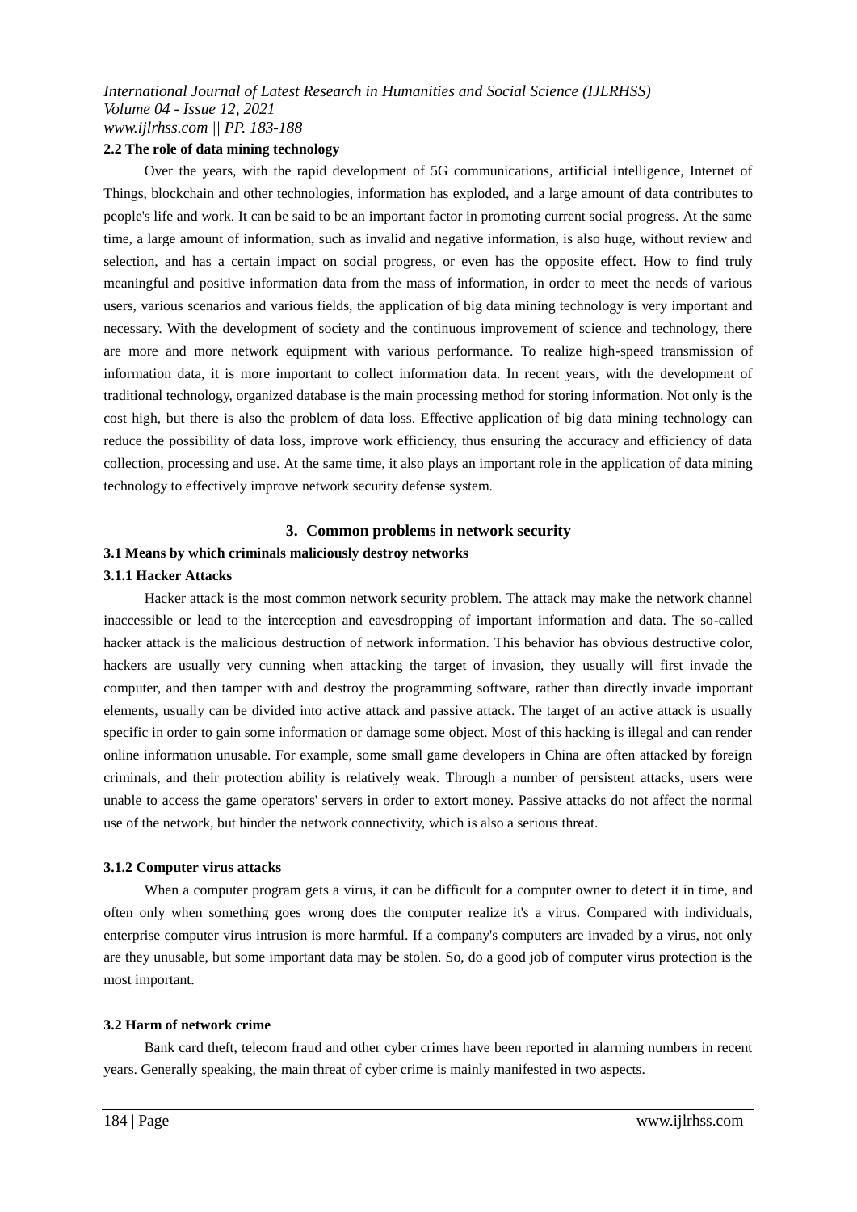### 2.2 The role of data mining technology

Over the years, with the rapid development of 5G communications, artificial intelligence, Internet of Things, blockchain and other technologies, information has exploded, and a large amount of data contributes to people's life and work. It can be said to be an important factor in promoting current social progress. At the same time, a large amount of information, such as invalid and negative information, is also huge, without review and selection, and has a certain impact on social progress, or even has the opposite effect. How to find truly meaningful and positive information data from the mass of information, in order to meet the needs of various users, various scenarios and various fields, the application of big data mining technology is very important and necessary. With the development of society and the continuous improvement of science and technology, there are more and more network equipment with various performance. To realize high-speed transmission of information data, it is more important to collect information data. In recent years, with the development of traditional technology, organized database is the main processing method for storing information. Not only is the cost high, but there is also the problem of data loss. Effective application of big data mining technology can reduce the possibility of data loss, improve work efficiency, thus ensuring the accuracy and efficiency of data collection, processing and use. At the same time, it also plays an important role in the application of data mining technology to effectively improve network security defense system.

## 3. Common problems in network security

### 3.1 Means by which criminals maliciously destroy networks

#### 3.1.1 Hacker Attacks

Hacker attack is the most common network security problem. The attack may make the network channel inaccessible or lead to the interception and eavesdropping of important information and data. The so-called hacker attack is the malicious destruction of network information. This behavior has obvious destructive color, hackers are usually very cunning when attacking the target of invasion, they usually will first invade the computer, and then tamper with and destroy the programming software, rather than directly invade important elements, usually can be divided into active attack and passive attack. The target of an active attack is usually specific in order to gain some information or damage some object. Most of this hacking is illegal and can render online information unusable. For example, some small game developers in China are often attacked by foreign criminals, and their protection ability is relatively weak. Through a number of persistent attacks, users were unable to access the game operators' servers in order to extort money. Passive attacks do not affect the normal use of the network, but hinder the network connectivity, which is also a serious threat.

#### 3.1.2 Computer virus attacks

When a computer program gets a virus, it can be difficult for a computer owner to detect it in time, and often only when something goes wrong does the computer realize it's a virus. Compared with individuals, enterprise computer virus intrusion is more harmful. If a company's computers are invaded by a virus, not only are they unusable, but some important data may be stolen. So, do a good job of computer virus protection is the most important.

### 3.2 Harm of network crime

Bank card theft, telecom fraud and other cyber crimes have been reported in alarming numbers in recent years. Generally speaking, the main threat of cyber crime is mainly manifested in two aspects.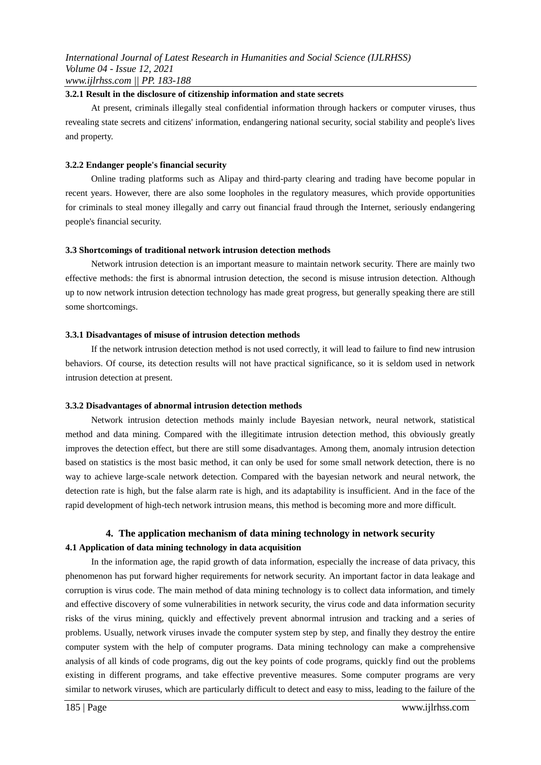#### 3.2.1 Result in the disclosure of citizenship information and state secrets

At present, criminals illegally steal confidential information through hackers or computer viruses, thus revealing state secrets and citizens' information, endangering national security, social stability and people's lives and property.

#### 3.2.2 Endanger people's financial security

Online trading platforms such as Alipay and third-party clearing and trading have become popular in recent years. However, there are also some loopholes in the regulatory measures, which provide opportunities for criminals to steal money illegally and carry out financial fraud through the Internet, seriously endangering people's financial security.

### 3.3 Shortcomings of traditional network intrusion detection methods

Network intrusion detection is an important measure to maintain network security. There are mainly two effective methods: the first is abnormal intrusion detection, the second is misuse intrusion detection. Although up to now network intrusion detection technology has made great progress, but generally speaking there are still some shortcomings.

#### 3.3.1 Disadvantages of misuse of intrusion detection methods

If the network intrusion detection method is not used correctly, it will lead to failure to find new intrusion behaviors. Of course, its detection results will not have practical significance, so it is seldom used in network intrusion detection at present.

#### 3.3.2 Disadvantages of abnormal intrusion detection methods

Network intrusion detection methods mainly include Bayesian network, neural network, statistical method and data mining. Compared with the illegitimate intrusion detection method, this obviously greatly improves the detection effect, but there are still some disadvantages. Among them, anomaly intrusion detection based on statistics is the most basic method, it can only be used for some small network detection, there is no way to achieve large-scale network detection. Compared with the bayesian network and neural network, the detection rate is high, but the false alarm rate is high, and its adaptability is insufficient. And in the face of the rapid development of high-tech network intrusion means, this method is becoming more and more difficult.

## 4. The application mechanism of data mining technology in network security

### 4.1 Application of data mining technology in data acquisition

In the information age, the rapid growth of data information, especially the increase of data privacy, this phenomenon has put forward higher requirements for network security. An important factor in data leakage and corruption is virus code. The main method of data mining technology is to collect data information, and timely and effective discovery of some vulnerabilities in network security, the virus code and data information security risks of the virus mining, quickly and effectively prevent abnormal intrusion and tracking and a series of problems. Usually, network viruses invade the computer system step by step, and finally they destroy the entire computer system with the help of computer programs. Data mining technology can make a comprehensive analysis of all kinds of code programs, dig out the key points of code programs, quickly find out the problems existing in different programs, and take effective preventive measures. Some computer programs are very similar to network viruses, which are particularly difficult to detect and easy to miss, leading to the failure of the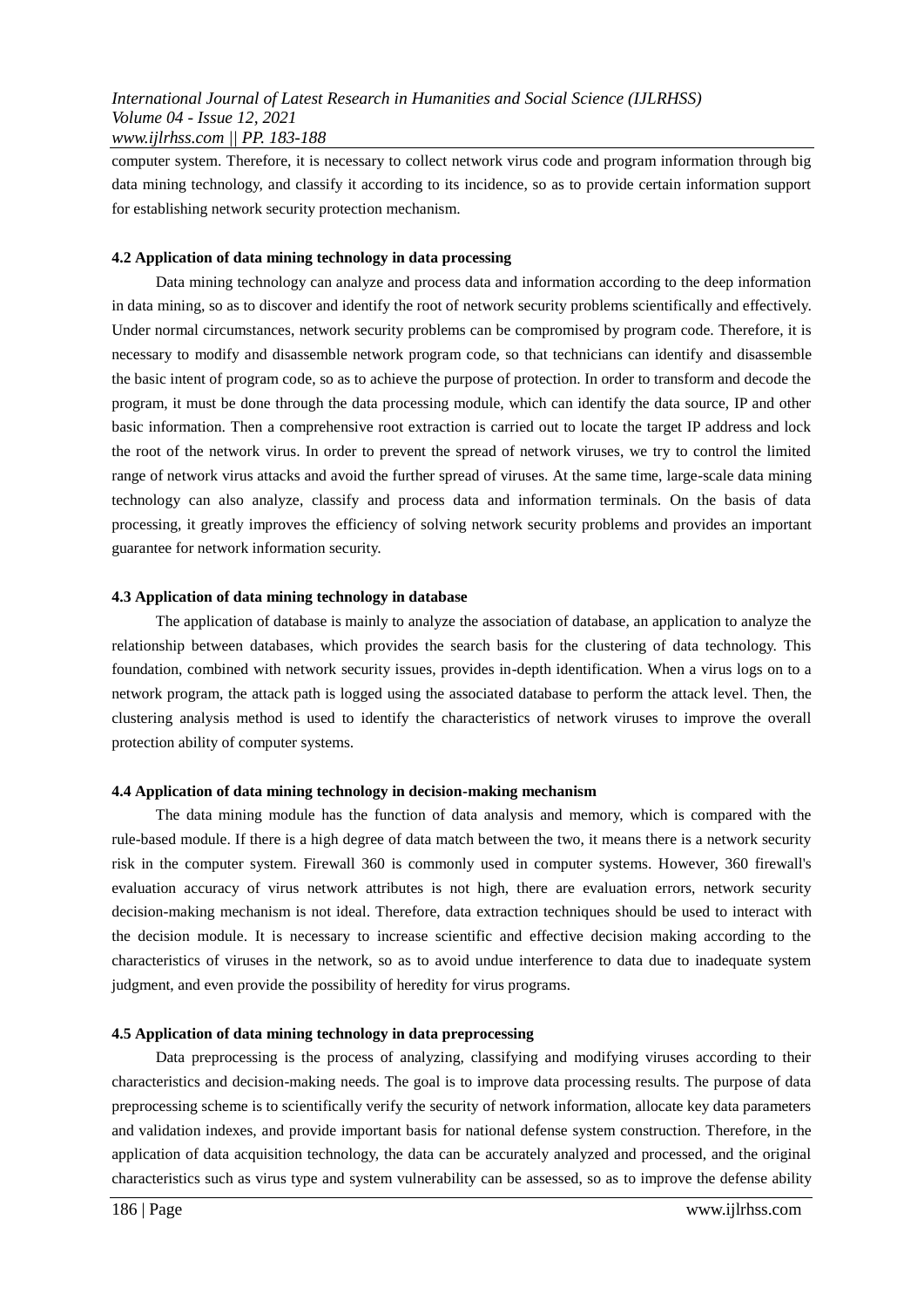computer system. Therefore, it is necessary to collect network virus code and program information through big data mining technology, and classify it according to its incidence, so as to provide certain information support for establishing network security protection mechanism.

### 4.2 Application of data mining technology in data processing

Data mining technology can analyze and process data and information according to the deep information in data mining, so as to discover and identify the root of network security problems scientifically and effectively. Under normal circumstances, network security problems can be compromised by program code. Therefore, it is necessary to modify and disassemble network program code, so that technicians can identify and disassemble the basic intent of program code, so as to achieve the purpose of protection. In order to transform and decode the program, it must be done through the data processing module, which can identify the data source, IP and other basic information. Then a comprehensive root extraction is carried out to locate the target IP address and lock the root of the network virus. In order to prevent the spread of network viruses, we try to control the limited range of network virus attacks and avoid the further spread of viruses. At the same time, large-scale data mining technology can also analyze, classify and process data and information terminals. On the basis of data processing, it greatly improves the efficiency of solving network security problems and provides an important guarantee for network information security.

### 4.3 Application of data mining technology in database

The application of database is mainly to analyze the association of database, an application to analyze the relationship between databases, which provides the search basis for the clustering of data technology. This foundation, combined with network security issues, provides in-depth identification. When a virus logs on to a network program, the attack path is logged using the associated database to perform the attack level. Then, the clustering analysis method is used to identify the characteristics of network viruses to improve the overall protection ability of computer systems.

### 4.4 Application of data mining technology in decision-making mechanism

The data mining module has the function of data analysis and memory, which is compared with the rule-based module. If there is a high degree of data match between the two, it means there is a network security risk in the computer system. Firewall 360 is commonly used in computer systems. However, 360 firewall's evaluation accuracy of virus network attributes is not high, there are evaluation errors, network security decision-making mechanism is not ideal. Therefore, data extraction techniques should be used to interact with the decision module. It is necessary to increase scientific and effective decision making according to the characteristics of viruses in the network, so as to avoid undue interference to data due to inadequate system judgment, and even provide the possibility of heredity for virus programs.

### 4.5 Application of data mining technology in data preprocessing

Data preprocessing is the process of analyzing, classifying and modifying viruses according to their characteristics and decision-making needs. The goal is to improve data processing results. The purpose of data preprocessing scheme is to scientifically verify the security of network information, allocate key data parameters and validation indexes, and provide important basis for national defense system construction. Therefore, in the application of data acquisition technology, the data can be accurately analyzed and processed, and the original characteristics such as virus type and system vulnerability can be assessed, so as to improve the defense ability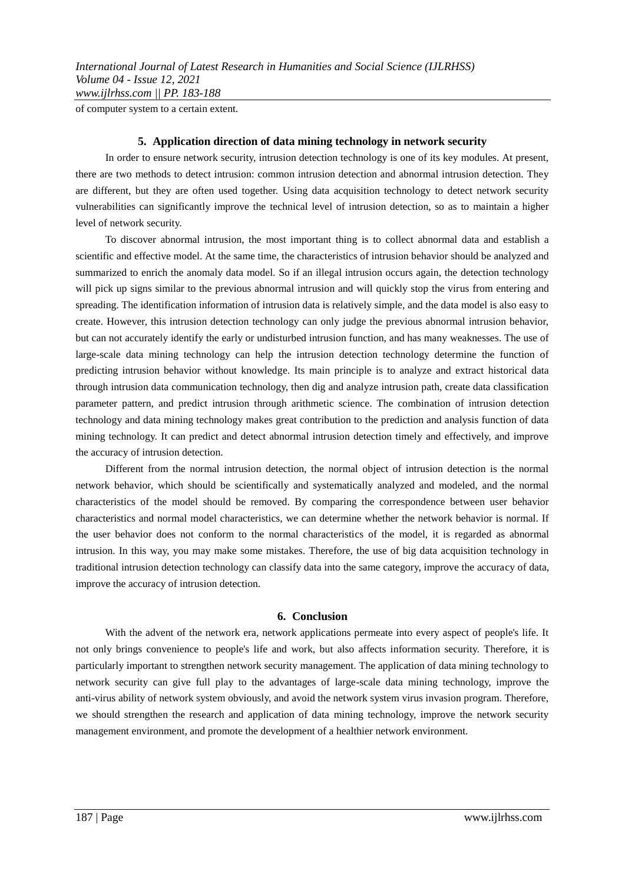of computer system to a certain extent.

## 5. Application direction of data mining technology in network security

In order to ensure network security, intrusion detection technology is one of its key modules. At present, there are two methods to detect intrusion: common intrusion detection and abnormal intrusion detection. They are different, but they are often used together. Using data acquisition technology to detect network security vulnerabilities can significantly improve the technical level of intrusion detection, so as to maintain a higher level of network security.

To discover abnormal intrusion, the most important thing is to collect abnormal data and establish a scientific and effective model. At the same time, the characteristics of intrusion behavior should be analyzed and summarized to enrich the anomaly data model. So if an illegal intrusion occurs again, the detection technology will pick up signs similar to the previous abnormal intrusion and will quickly stop the virus from entering and spreading. The identification information of intrusion data is relatively simple, and the data model is also easy to create. However, this intrusion detection technology can only judge the previous abnormal intrusion behavior, but can not accurately identify the early or undisturbed intrusion function, and has many weaknesses. The use of large-scale data mining technology can help the intrusion detection technology determine the function of predicting intrusion behavior without knowledge. Its main principle is to analyze and extract historical data through intrusion data communication technology, then dig and analyze intrusion path, create data classification parameter pattern, and predict intrusion through arithmetic science. The combination of intrusion detection technology and data mining technology makes great contribution to the prediction and analysis function of data mining technology. It can predict and detect abnormal intrusion detection timely and effectively, and improve the accuracy of intrusion detection.

Different from the normal intrusion detection, the normal object of intrusion detection is the normal network behavior, which should be scientifically and systematically analyzed and modeled, and the normal characteristics of the model should be removed. By comparing the correspondence between user behavior characteristics and normal model characteristics, we can determine whether the network behavior is normal. If the user behavior does not conform to the normal characteristics of the model, it is regarded as abnormal intrusion. In this way, you may make some mistakes. Therefore, the use of big data acquisition technology in traditional intrusion detection technology can classify data into the same category, improve the accuracy of data, improve the accuracy of intrusion detection.

## 6. Conclusion

With the advent of the network era, network applications permeate into every aspect of people's life. It not only brings convenience to people's life and work, but also affects information security. Therefore, it is particularly important to strengthen network security management. The application of data mining technology to network security can give full play to the advantages of large-scale data mining technology, improve the anti-virus ability of network system obviously, and avoid the network system virus invasion program. Therefore, we should strengthen the research and application of data mining technology, improve the network security management environment, and promote the development of a healthier network environment.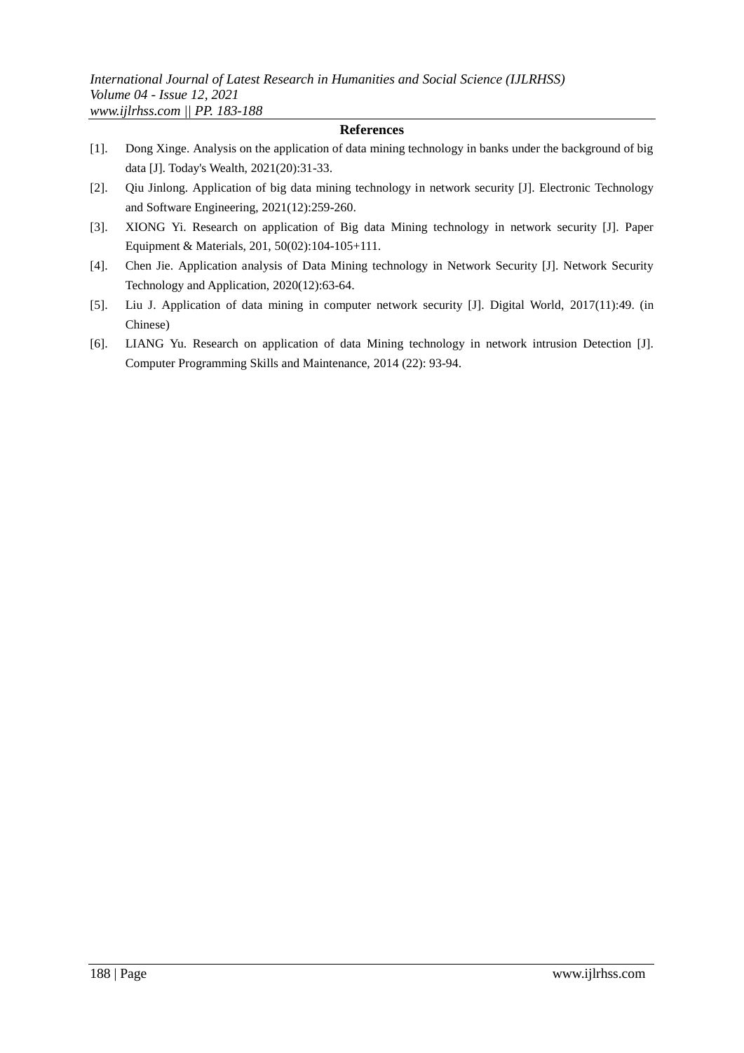## References

[1]. Dong Xinge. Analysis on the application of data mining technology in banks under the background of big data [J]. Today's Wealth, 2021(20):31-33.

[2]. Qiu Jinlong. Application of big data mining technology in network security [J]. Electronic Technology and Software Engineering, 2021(12):259-260.

[3]. XIONG Yi. Research on application of Big data Mining technology in network security [J]. Paper Equipment & Materials, 201, 50(02):104-105+111.

[4]. Chen Jie. Application analysis of Data Mining technology in Network Security [J]. Network Security Technology and Application, 2020(12):63-64.

[5]. Liu J. Application of data mining in computer network security [J]. Digital World, 2017(11):49. (in Chinese)

[6]. LIANG Yu. Research on application of data Mining technology in network intrusion Detection [J]. Computer Programming Skills and Maintenance, 2014 (22): 93-94.